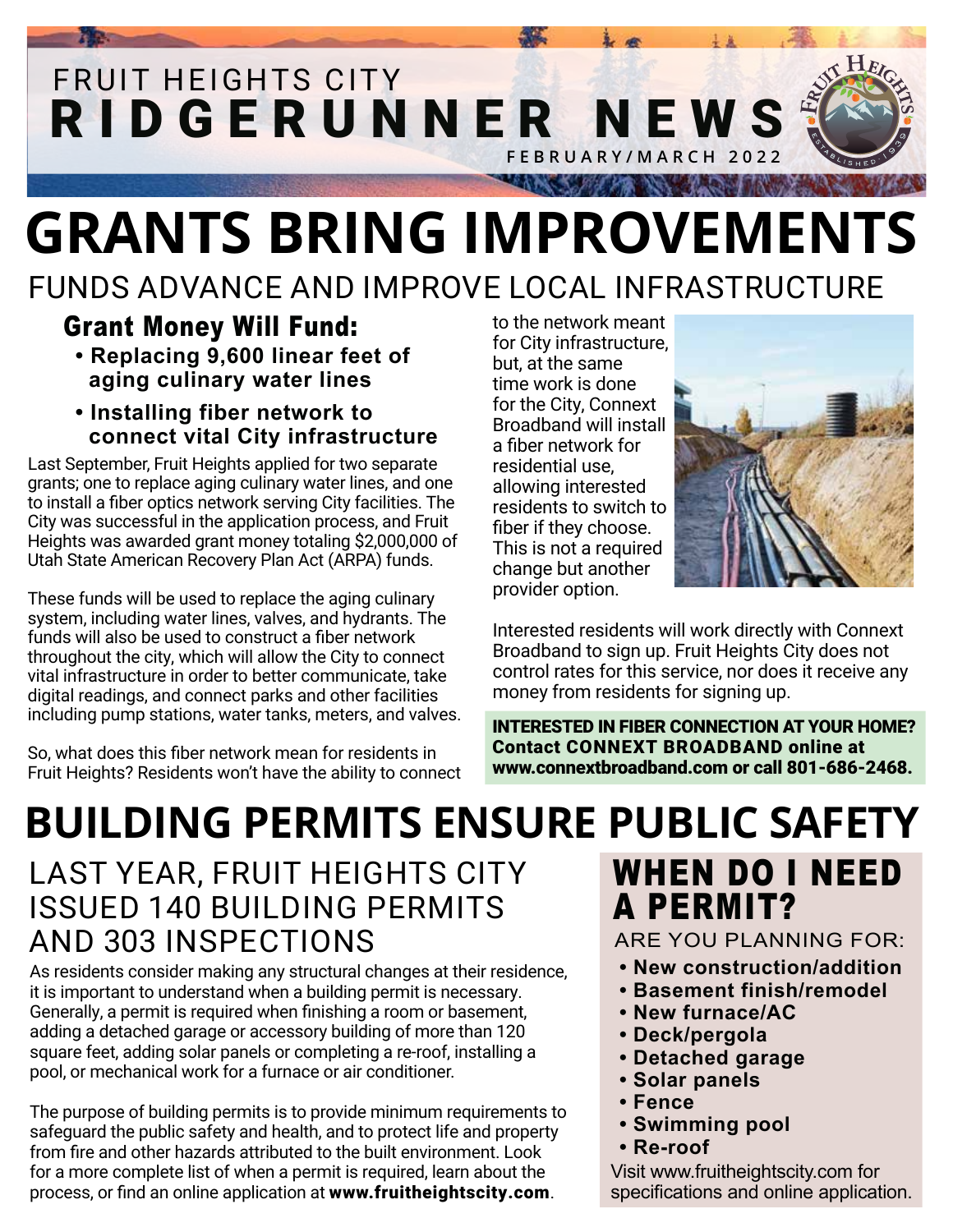FRUIT HEIGHTS CITY

# RIDGERUNNER NEWS

FEBRUARY/MARCH 2022

# GRANTS BRING IMPROVEMENTS

## FUNDS ADVANCE AND IMPROVE LOCAL INFRASTRUCTURE

### Grant Money Will Fund:

- **Replacing 9,600 linear feet of aging culinary water lines**
- **Installing fiber network to connect vital City infrastructure**

Last September, Fruit Heights applied for two separate grants; one to replace aging culinary water lines, and one to install a fiber optics network serving City facilities. The City was successful in the application process, and Fruit Heights was awarded grant money totaling $2,000,000 of Utah State American Recovery Plan Act (ARPA) funds.

These funds will be used to replace the aging culinary system, including water lines, valves, and hydrants. The funds will also be used to construct a fiber network throughout the city, which will allow the City to connect vital infrastructure in order to better communicate, take digital readings, and connect parks and other facilities including pump stations, water tanks, meters, and valves.

So, what does this fiber network mean for residents in Fruit Heights? Residents won't have the ability to connect to the network meant for City infrastructure, but, at the same time work is done for the City, Connext Broadband will install a fiber network for residential use, allowing interested residents to switch to fiber if they choose. This is not a required change but another provider option.

Interested residents will work directly with Connext Broadband to sign up. Fruit Heights City does not control rates for this service, nor does it receive any money from residents for signing up.

**INTERESTED IN FIBER CONNECTION AT YOUR HOME? Contact CONNEXT BROADBAND online at www.connextbroadband.com or call 801-686-2468.**

# BUILDING PERMITS ENSURE PUBLIC SAFETY

## LAST YEAR, FRUIT HEIGHTS CITY ISSUED 140 BUILDING PERMITS AND 303 INSPECTIONS

As residents consider making any structural changes at their residence, it is important to understand when a building permit is necessary. Generally, a permit is required when finishing a room or basement, adding a detached garage or accessory building of more than 120 square feet, adding solar panels or completing a re-roof, installing a pool, or mechanical work for a furnace or air conditioner.

The purpose of building permits is to provide minimum requirements to safeguard the public safety and health, and to protect life and property from fire and other hazards attributed to the built environment. Look for a more complete list of when a permit is required, learn about the process, or find an online application at **www.fruitheightscity.com**.

### WHEN DO I NEED A PERMIT?

ARE YOU PLANNING FOR:

- **New construction/addition**
- **Basement finish/remodel**
- **New furnace/AC**
- **Deck/pergola**
- **Detached garage**
- **Solar panels**
- **Fence**
- **Swimming pool**
- **Re-roof**

Visit www.fruitheightscity.com for specifications and online application.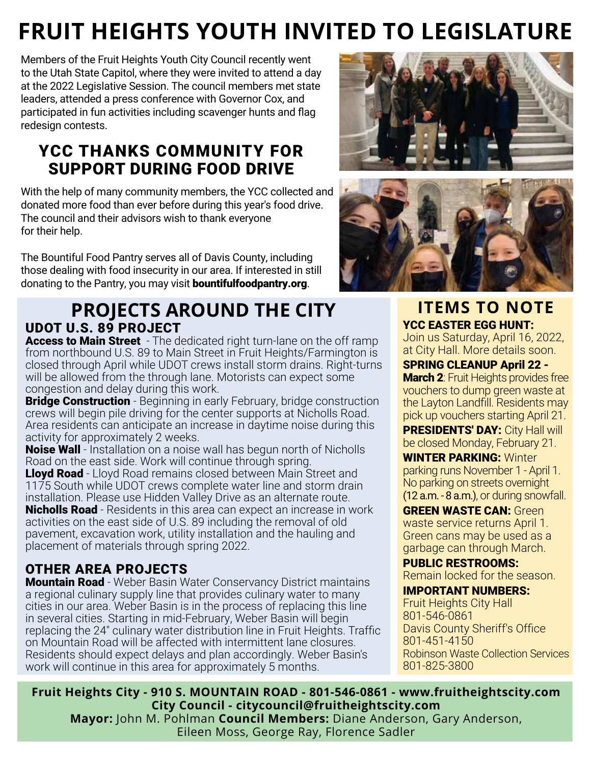# FRUIT HEIGHTS YOUTH INVITED TO LEGISLATURE

Members of the Fruit Heights Youth City Council recently went to the Utah State Capitol, where they were invited to attend a day at the 2022 Legislative Session. The council members met state leaders, attended a press conference with Governor Cox, and participated in fun activities including scavenger hunts and flag redesign contests.

## YCC THANKS COMMUNITY FOR SUPPORT DURING FOOD DRIVE

With the help of many community members, the YCC collected and donated more food than ever before during this year's food drive. The council and their advisors wish to thank everyone for their help.

The Bountiful Food Pantry serves all of Davis County, including those dealing with food insecurity in our area. If interested in still donating to the Pantry, you may visit **bountifulfoodpantry.org**.

## PROJECTS AROUND THE CITY

### UDOT U.S. 89 PROJECT

**Access to Main Street** - The dedicated right turn-lane on the off ramp from northbound U.S. 89 to Main Street in Fruit Heights/Farmington is closed through April while UDOT crews install storm drains. Right-turns will be allowed from the through lane. Motorists can expect some congestion and delay during this work.

**Bridge Construction** - Beginning in early February, bridge construction crews will begin pile driving for the center supports at Nicholls Road. Area residents can anticipate an increase in daytime noise during this activity for approximately 2 weeks.

**Noise Wall** - Installation on a noise wall has begun north of Nicholls Road on the east side. Work will continue through spring.

**Lloyd Road** - Lloyd Road remains closed between Main Street and 1175 South while UDOT crews complete water line and storm drain installation. Please use Hidden Valley Drive as an alternate route.

**Nicholls Road** - Residents in this area can expect an increase in work activities on the east side of U.S. 89 including the removal of old pavement, excavation work, utility installation and the hauling and placement of materials through spring 2022.

### OTHER AREA PROJECTS

**Mountain Road** - Weber Basin Water Conservancy District maintains a regional culinary supply line that provides culinary water to many cities in our area. Weber Basin is in the process of replacing this line in several cities. Starting in mid-February, Weber Basin will begin replacing the 24" culinary water distribution line in Fruit Heights. Traffic on Mountain Road will be affected with intermittent lane closures. Residents should expect delays and plan accordingly. Weber Basin's work will continue in this area for approximately 5 months.

## ITEMS TO NOTE

**YCC EASTER EGG HUNT:** Join us Saturday, April 16, 2022, at City Hall. More details soon.

**SPRING CLEANUP April 22 - March 2**: Fruit Heights provides free vouchers to dump green waste at the Layton Landfill. Residents may pick up vouchers starting April 21.

**PRESIDENTS' DAY:** City Hall will be closed Monday, February 21.

**WINTER PARKING:** Winter parking runs November 1 - April 1. No parking on streets overnight (12 a.m. - 8 a.m.), or during snowfall.

**GREEN WASTE CAN:** Green waste service returns April 1. Green cans may be used as a garbage can through March.

**PUBLIC RESTROOMS:** Remain locked for the season.

**IMPORTANT NUMBERS:**
Fruit Heights City Hall
801-546-0861
Davis County Sheriff's Office
801-451-4150
Robinson Waste Collection Services
801-825-3800

**Fruit Heights City - 910 S. MOUNTAIN ROAD - 801-546-0861 - www.fruitheightscity.com**
**City Council - citycouncil@fruitheightscity.com**
**Mayor:** John M. Pohlman **Council Members:** Diane Anderson, Gary Anderson, Eileen Moss, George Ray, Florence Sadler